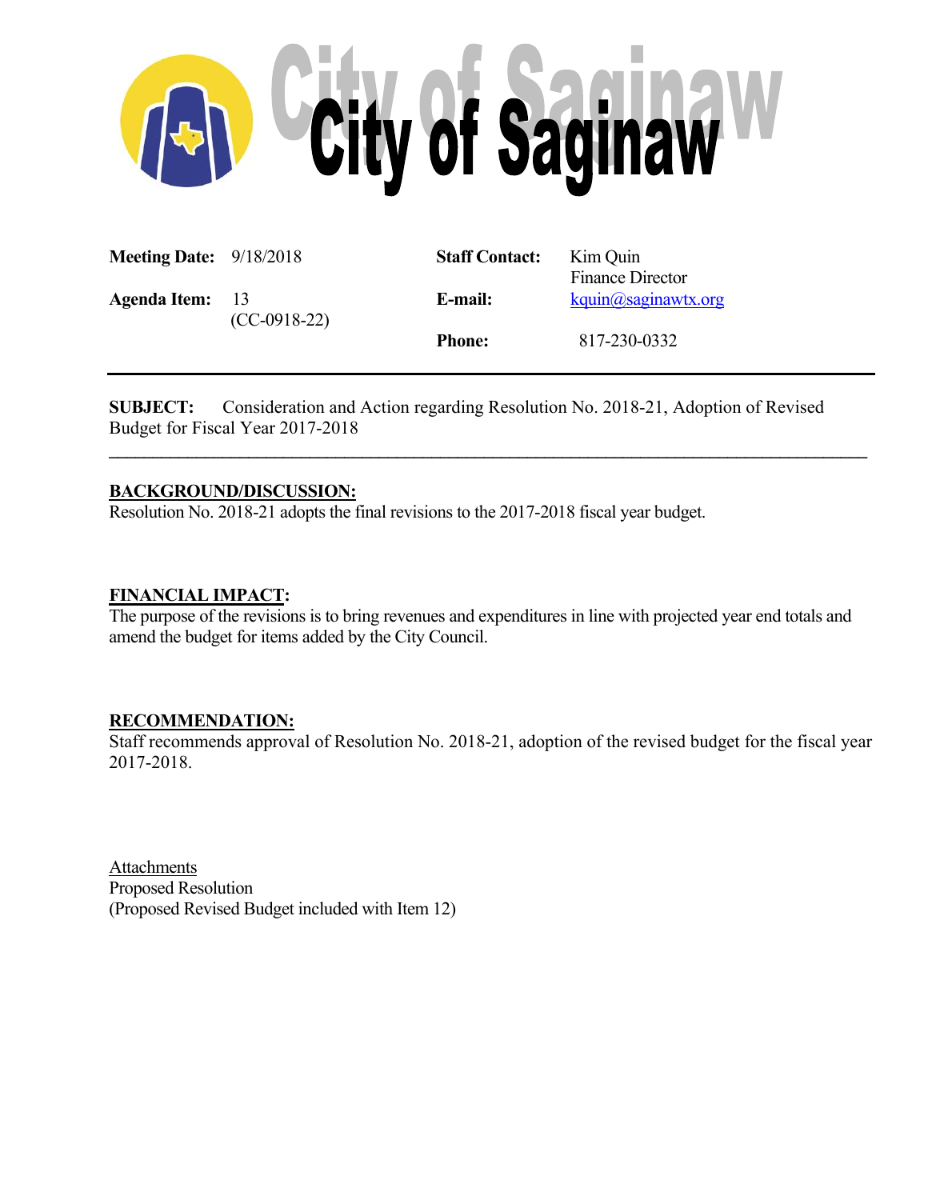# City of Saginaw

| | | | |
|---|---|---|---|
| **Meeting Date:** | 9/18/2018 | **Staff Contact:** | Kim Quin<br>Finance Director |
| **Agenda Item:** | 13<br>(CC-0918-22) | **E-mail:** | kquin@saginawtx.org |
| | | **Phone:** | 817-230-0332 |

---

**SUBJECT:** Consideration and Action regarding Resolution No. 2018-21, Adoption of Revised Budget for Fiscal Year 2017-2018

---

**BACKGROUND/DISCUSSION:**

Resolution No. 2018-21 adopts the final revisions to the 2017-2018 fiscal year budget.

**FINANCIAL IMPACT:**

The purpose of the revisions is to bring revenues and expenditures in line with projected year end totals and amend the budget for items added by the City Council.

**RECOMMENDATION:**

Staff recommends approval of Resolution No. 2018-21, adoption of the revised budget for the fiscal year 2017-2018.

Attachments

Proposed Resolution

(Proposed Revised Budget included with Item 12)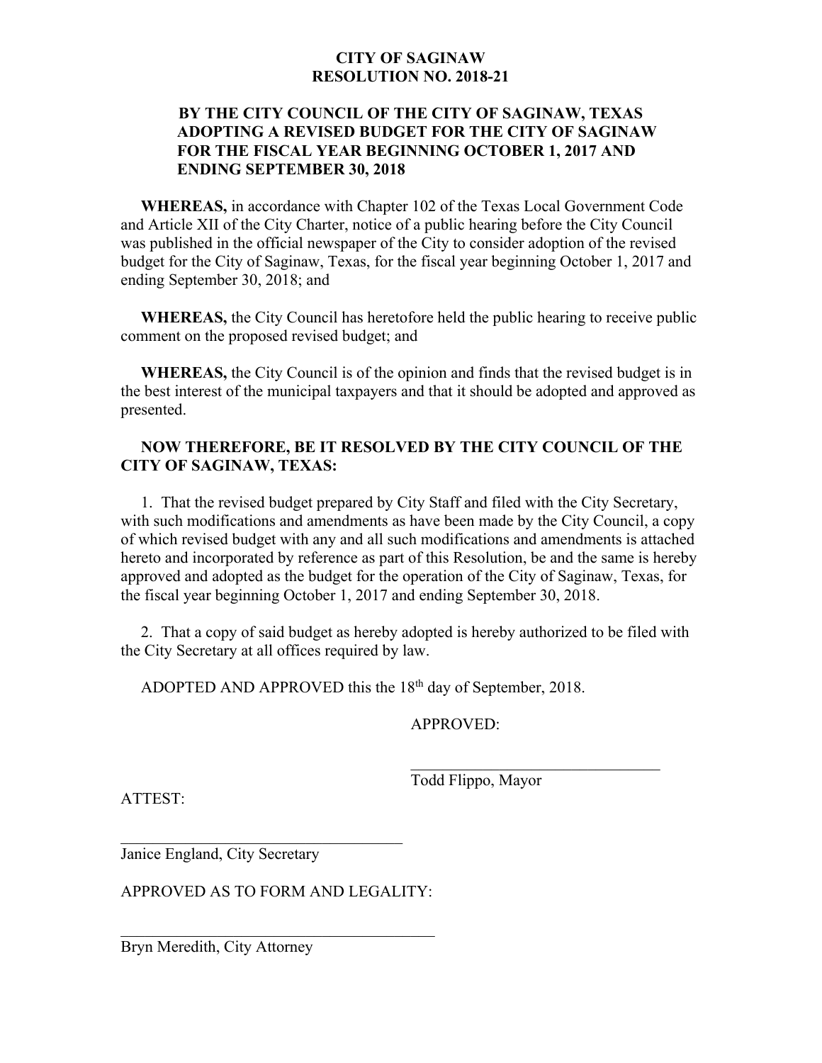# CITY OF SAGINAW
# RESOLUTION NO. 2018-21

## BY THE CITY COUNCIL OF THE CITY OF SAGINAW, TEXAS ADOPTING A REVISED BUDGET FOR THE CITY OF SAGINAW FOR THE FISCAL YEAR BEGINNING OCTOBER 1, 2017 AND ENDING SEPTEMBER 30, 2018

**WHEREAS,** in accordance with Chapter 102 of the Texas Local Government Code and Article XII of the City Charter, notice of a public hearing before the City Council was published in the official newspaper of the City to consider adoption of the revised budget for the City of Saginaw, Texas, for the fiscal year beginning October 1, 2017 and ending September 30, 2018; and

**WHEREAS,** the City Council has heretofore held the public hearing to receive public comment on the proposed revised budget; and

**WHEREAS,** the City Council is of the opinion and finds that the revised budget is in the best interest of the municipal taxpayers and that it should be adopted and approved as presented.

**NOW THEREFORE, BE IT RESOLVED BY THE CITY COUNCIL OF THE CITY OF SAGINAW, TEXAS:**

1. That the revised budget prepared by City Staff and filed with the City Secretary, with such modifications and amendments as have been made by the City Council, a copy of which revised budget with any and all such modifications and amendments is attached hereto and incorporated by reference as part of this Resolution, be and the same is hereby approved and adopted as the budget for the operation of the City of Saginaw, Texas, for the fiscal year beginning October 1, 2017 and ending September 30, 2018.

2. That a copy of said budget as hereby adopted is hereby authorized to be filed with the City Secretary at all offices required by law.

ADOPTED AND APPROVED this the 18th day of September, 2018.

APPROVED:

\_\_\_\_\_\_\_\_\_\_\_\_\_\_\_\_\_\_\_\_\_\_\_\_\_\_\_\_\_\_\_\_\_\_
Todd Flippo, Mayor

ATTEST:

\_\_\_\_\_\_\_\_\_\_\_\_\_\_\_\_\_\_\_\_\_\_\_\_\_\_\_\_\_\_\_\_\_\_
Janice England, City Secretary

APPROVED AS TO FORM AND LEGALITY:

\_\_\_\_\_\_\_\_\_\_\_\_\_\_\_\_\_\_\_\_\_\_\_\_\_\_\_\_\_\_\_\_\_\_
Bryn Meredith, City Attorney